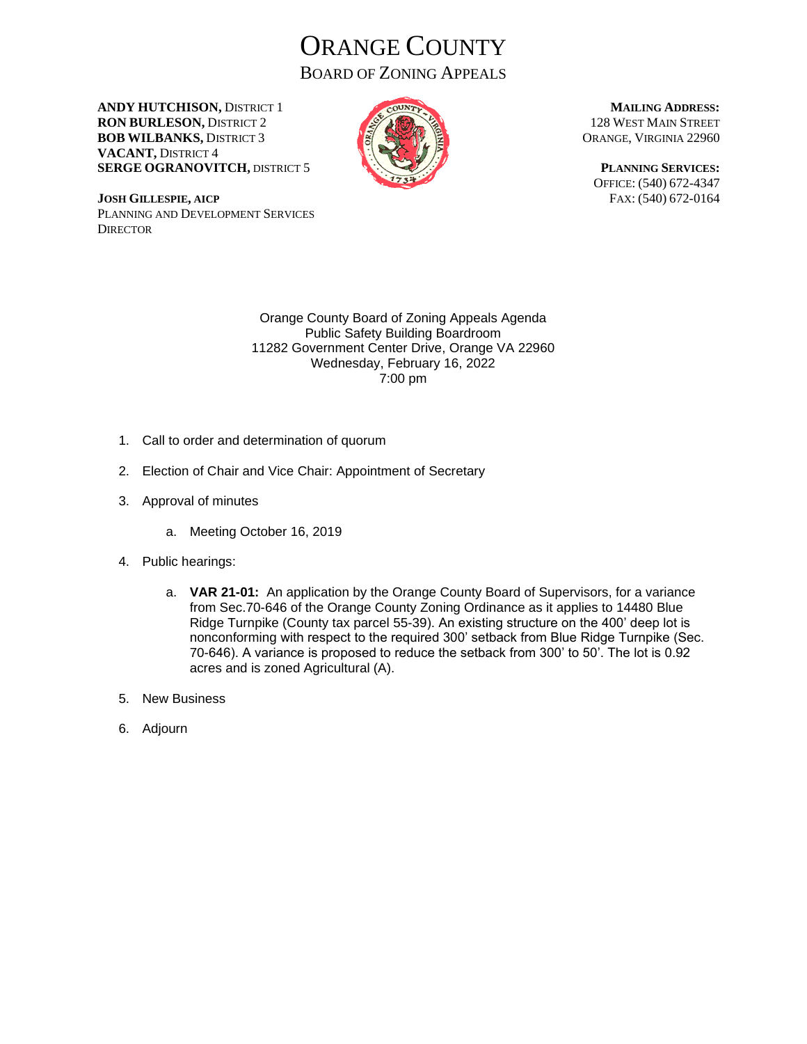# ORANGE COUNTY

## BOARD OF ZONING APPEALS

**ANDY HUTCHISON,** DISTRICT 1
**RON BURLESON,** DISTRICT 2
**BOB WILBANKS,** DISTRICT 3
**VACANT,** DISTRICT 4
**SERGE OGRANOVITCH,** DISTRICT 5

**JOSH GILLESPIE, AICP**
PLANNING AND DEVELOPMENT SERVICES DIRECTOR

**MAILING ADDRESS:**
128 WEST MAIN STREET
ORANGE, VIRGINIA 22960

**PLANNING SERVICES:**
OFFICE: (540) 672-4347
FAX: (540) 672-0164

Orange County Board of Zoning Appeals Agenda
Public Safety Building Boardroom
11282 Government Center Drive, Orange VA 22960
Wednesday, February 16, 2022
7:00 pm

1. Call to order and determination of quorum
2. Election of Chair and Vice Chair: Appointment of Secretary
3. Approval of minutes
   a. Meeting October 16, 2019
4. Public hearings:
   a. **VAR 21-01:** An application by the Orange County Board of Supervisors, for a variance from Sec.70-646 of the Orange County Zoning Ordinance as it applies to 14480 Blue Ridge Turnpike (County tax parcel 55-39). An existing structure on the 400' deep lot is nonconforming with respect to the required 300' setback from Blue Ridge Turnpike (Sec. 70-646). A variance is proposed to reduce the setback from 300' to 50'. The lot is 0.92 acres and is zoned Agricultural (A).
5. New Business
6. Adjourn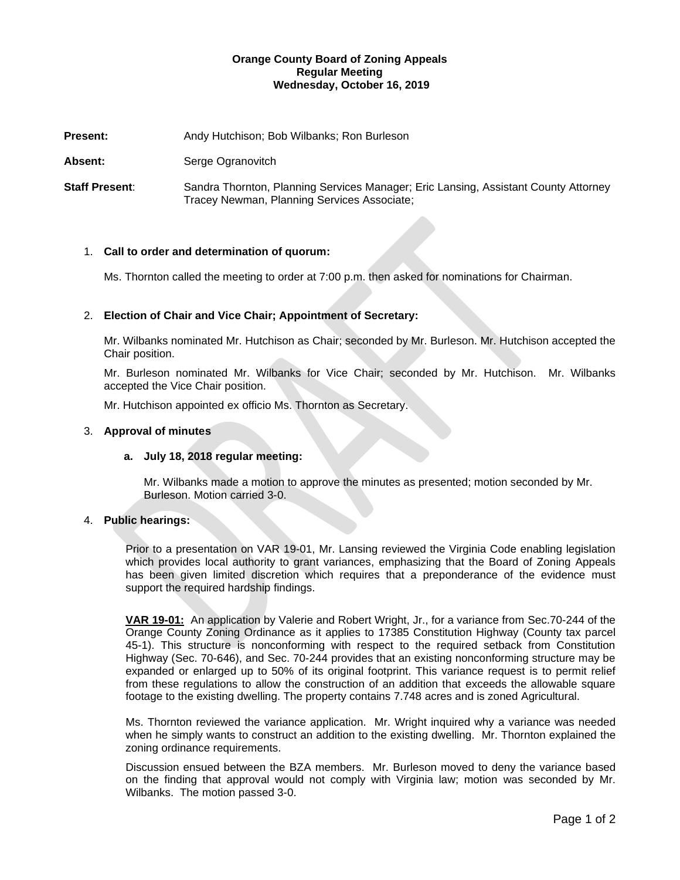**Orange County Board of Zoning Appeals**
**Regular Meeting**
**Wednesday, October 16, 2019**

**Present:** Andy Hutchison; Bob Wilbanks; Ron Burleson

**Absent:** Serge Ogranovitch

**Staff Present**: Sandra Thornton, Planning Services Manager; Eric Lansing, Assistant County Attorney Tracey Newman, Planning Services Associate;

1. **Call to order and determination of quorum:**

   Ms. Thornton called the meeting to order at 7:00 p.m. then asked for nominations for Chairman.

2. **Election of Chair and Vice Chair; Appointment of Secretary:**

   Mr. Wilbanks nominated Mr. Hutchison as Chair; seconded by Mr. Burleson. Mr. Hutchison accepted the Chair position.

   Mr. Burleson nominated Mr. Wilbanks for Vice Chair; seconded by Mr. Hutchison. Mr. Wilbanks accepted the Vice Chair position.

   Mr. Hutchison appointed ex officio Ms. Thornton as Secretary.

3. **Approval of minutes**

   **a. July 18, 2018 regular meeting:**

   Mr. Wilbanks made a motion to approve the minutes as presented; motion seconded by Mr. Burleson. Motion carried 3-0.

4. **Public hearings:**

   Prior to a presentation on VAR 19-01, Mr. Lansing reviewed the Virginia Code enabling legislation which provides local authority to grant variances, emphasizing that the Board of Zoning Appeals has been given limited discretion which requires that a preponderance of the evidence must support the required hardship findings.

   **VAR 19-01:** An application by Valerie and Robert Wright, Jr., for a variance from Sec.70-244 of the Orange County Zoning Ordinance as it applies to 17385 Constitution Highway (County tax parcel 45-1). This structure is nonconforming with respect to the required setback from Constitution Highway (Sec. 70-646), and Sec. 70-244 provides that an existing nonconforming structure may be expanded or enlarged up to 50% of its original footprint. This variance request is to permit relief from these regulations to allow the construction of an addition that exceeds the allowable square footage to the existing dwelling. The property contains 7.748 acres and is zoned Agricultural.

   Ms. Thornton reviewed the variance application. Mr. Wright inquired why a variance was needed when he simply wants to construct an addition to the existing dwelling. Mr. Thornton explained the zoning ordinance requirements.

   Discussion ensued between the BZA members. Mr. Burleson moved to deny the variance based on the finding that approval would not comply with Virginia law; motion was seconded by Mr. Wilbanks. The motion passed 3-0.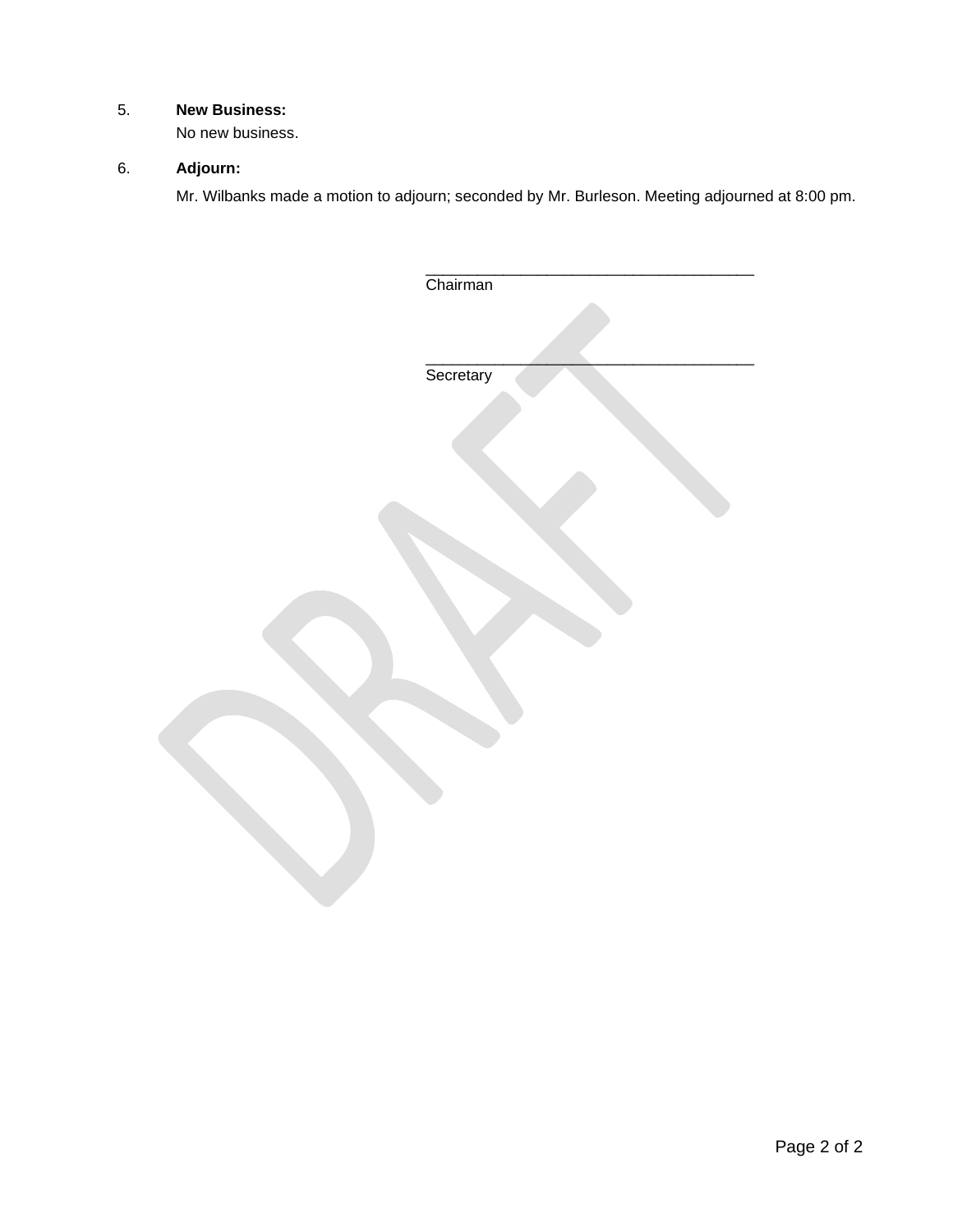5. **New Business:**
   No new business.

6. **Adjourn:**
   Mr. Wilbanks made a motion to adjourn; seconded by Mr. Burleson. Meeting adjourned at 8:00 pm.

_______________________________________
Chairman

_______________________________________
Secretary

DRAFT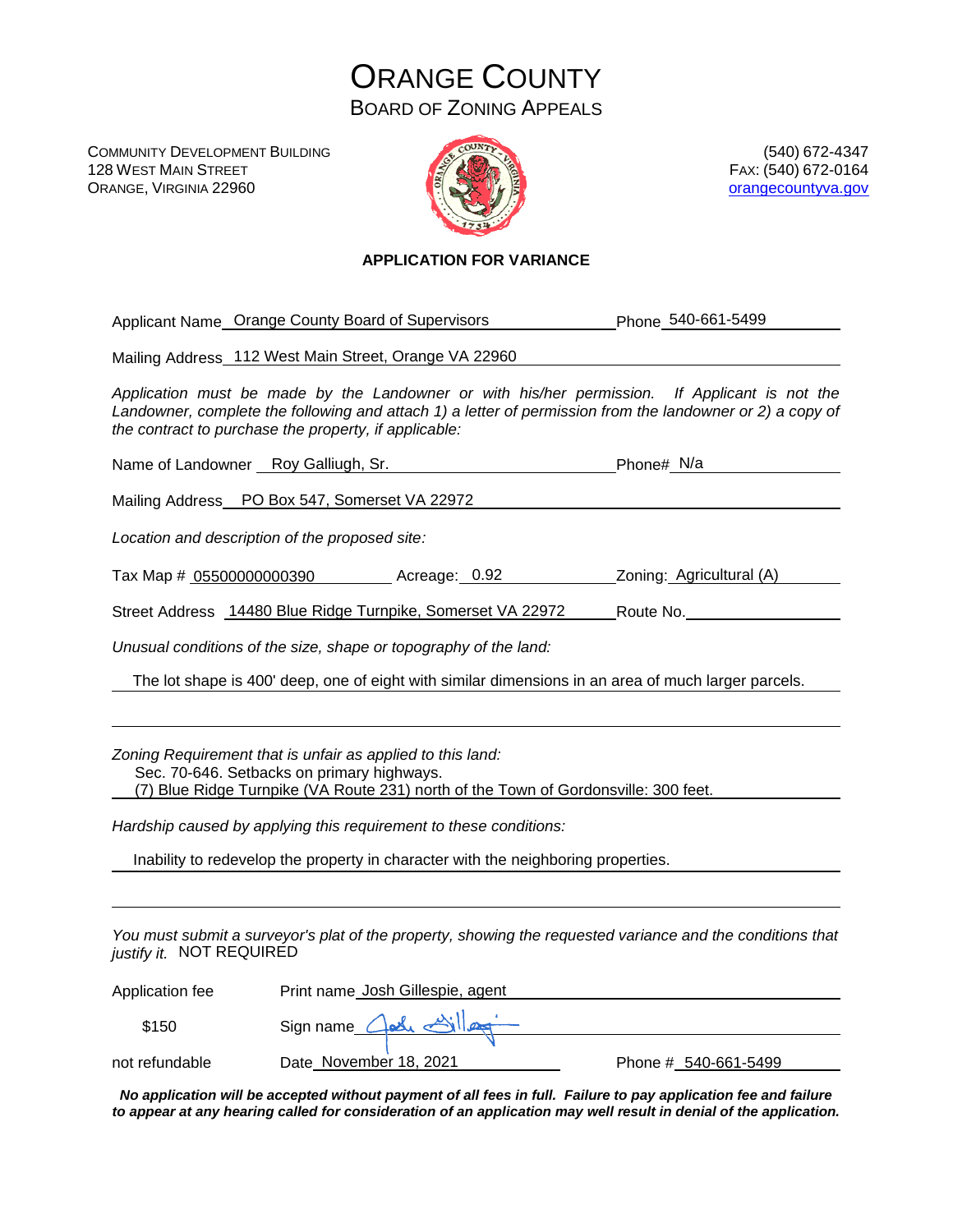# ORANGE COUNTY

## BOARD OF ZONING APPEALS

COMMUNITY DEVELOPMENT BUILDING
128 WEST MAIN STREET
ORANGE, VIRGINIA 22960

(540) 672-4347
FAX: (540) 672-0164
orangecountyva.gov

### APPLICATION FOR VARIANCE

Applicant Name: Orange County Board of Supervisors — Phone: 540-661-5499

Mailing Address: 112 West Main Street, Orange VA 22960

*Application must be made by the Landowner or with his/her permission. If Applicant is not the Landowner, complete the following and attach 1) a letter of permission from the landowner or 2) a copy of the contract to purchase the property, if applicable:*

Name of Landowner: Roy Galliugh, Sr. — Phone#: N/a

Mailing Address: PO Box 547, Somerset VA 22972

*Location and description of the proposed site:*

Tax Map #: 05500000000390 — Acreage: 0.92 — Zoning: Agricultural (A)

Street Address: 14480 Blue Ridge Turnpike, Somerset VA 22972 — Route No.:

*Unusual conditions of the size, shape or topography of the land:*

The lot shape is 400' deep, one of eight with similar dimensions in an area of much larger parcels.

*Zoning Requirement that is unfair as applied to this land:*

Sec. 70-646. Setbacks on primary highways.
(7) Blue Ridge Turnpike (VA Route 231) north of the Town of Gordonsville: 300 feet.

*Hardship caused by applying this requirement to these conditions:*

Inability to redevelop the property in character with the neighboring properties.

*You must submit a surveyor's plat of the property, showing the requested variance and the conditions that justify it.* NOT REQUIRED

| | | |
|---|---|---|
| Application fee | Print name: Josh Gillespie, agent | |
| $150 | Sign name: Josh Gillespie (signature) | |
| not refundable | Date: November 18, 2021 | Phone #: 540-661-5499 |

***No application will be accepted without payment of all fees in full. Failure to pay application fee and failure to appear at any hearing called for consideration of an application may well result in denial of the application.***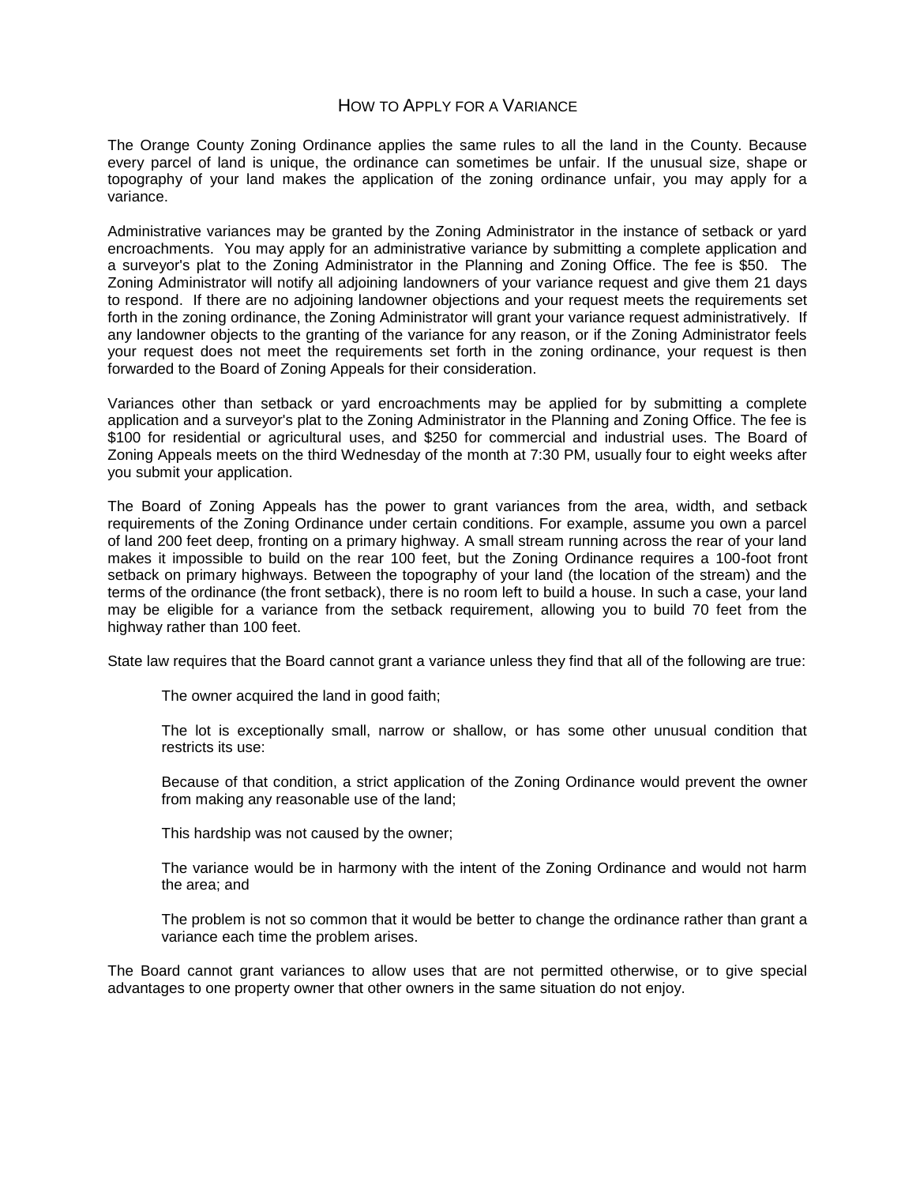# HOW TO APPLY FOR A VARIANCE

The Orange County Zoning Ordinance applies the same rules to all the land in the County. Because every parcel of land is unique, the ordinance can sometimes be unfair. If the unusual size, shape or topography of your land makes the application of the zoning ordinance unfair, you may apply for a variance.

Administrative variances may be granted by the Zoning Administrator in the instance of setback or yard encroachments. You may apply for an administrative variance by submitting a complete application and a surveyor's plat to the Zoning Administrator in the Planning and Zoning Office. The fee is $50. The Zoning Administrator will notify all adjoining landowners of your variance request and give them 21 days to respond. If there are no adjoining landowner objections and your request meets the requirements set forth in the zoning ordinance, the Zoning Administrator will grant your variance request administratively. If any landowner objects to the granting of the variance for any reason, or if the Zoning Administrator feels your request does not meet the requirements set forth in the zoning ordinance, your request is then forwarded to the Board of Zoning Appeals for their consideration.

Variances other than setback or yard encroachments may be applied for by submitting a complete application and a surveyor's plat to the Zoning Administrator in the Planning and Zoning Office. The fee is $100 for residential or agricultural uses, and $250 for commercial and industrial uses. The Board of Zoning Appeals meets on the third Wednesday of the month at 7:30 PM, usually four to eight weeks after you submit your application.

The Board of Zoning Appeals has the power to grant variances from the area, width, and setback requirements of the Zoning Ordinance under certain conditions. For example, assume you own a parcel of land 200 feet deep, fronting on a primary highway. A small stream running across the rear of your land makes it impossible to build on the rear 100 feet, but the Zoning Ordinance requires a 100-foot front setback on primary highways. Between the topography of your land (the location of the stream) and the terms of the ordinance (the front setback), there is no room left to build a house. In such a case, your land may be eligible for a variance from the setback requirement, allowing you to build 70 feet from the highway rather than 100 feet.

State law requires that the Board cannot grant a variance unless they find that all of the following are true:

> The owner acquired the land in good faith;
>
> The lot is exceptionally small, narrow or shallow, or has some other unusual condition that restricts its use:
>
> Because of that condition, a strict application of the Zoning Ordinance would prevent the owner from making any reasonable use of the land;
>
> This hardship was not caused by the owner;
>
> The variance would be in harmony with the intent of the Zoning Ordinance and would not harm the area; and
>
> The problem is not so common that it would be better to change the ordinance rather than grant a variance each time the problem arises.

The Board cannot grant variances to allow uses that are not permitted otherwise, or to give special advantages to one property owner that other owners in the same situation do not enjoy.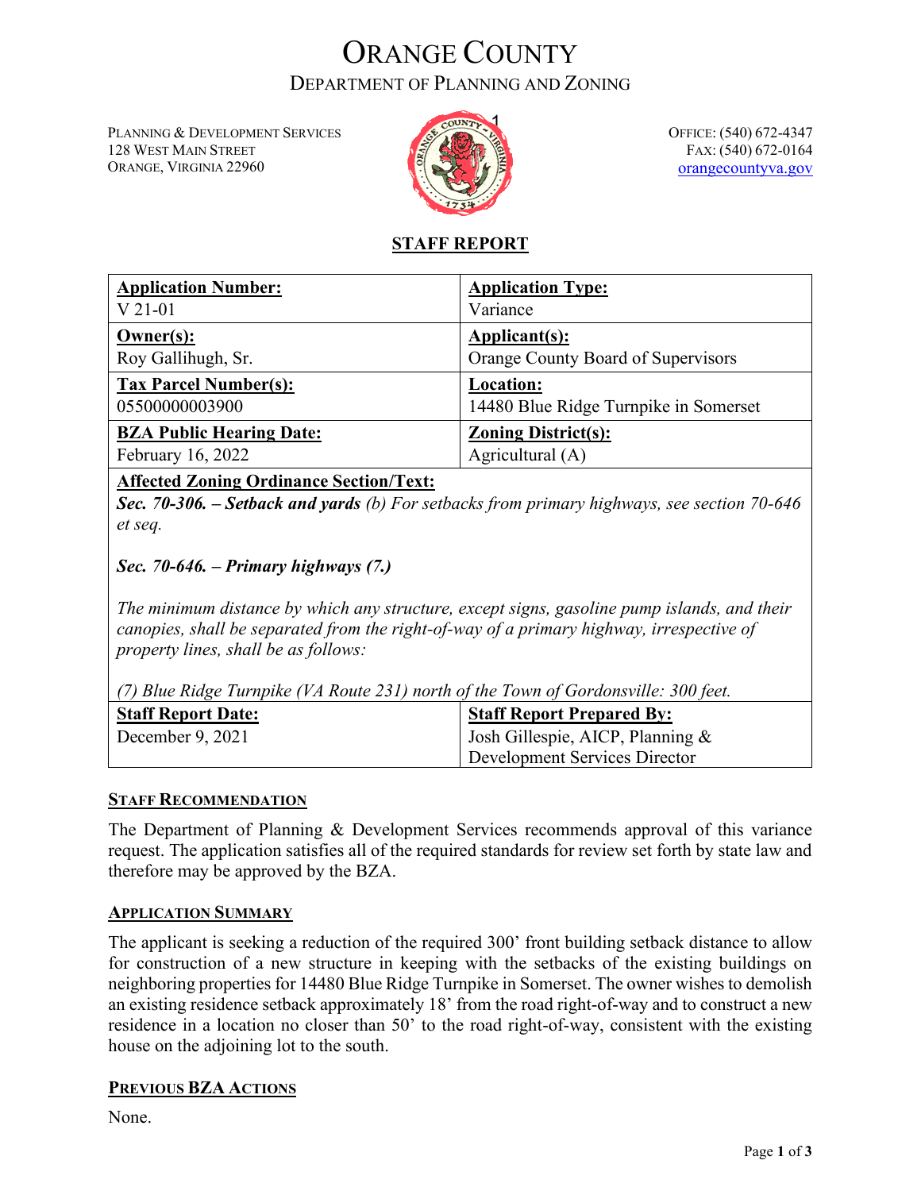# ORANGE COUNTY

## DEPARTMENT OF PLANNING AND ZONING

PLANNING & DEVELOPMENT SERVICES
128 WEST MAIN STREET
ORANGE, VIRGINIA 22960

OFFICE: (540) 672-4347
FAX: (540) 672-0164
orangecountyva.gov

## STAFF REPORT

| | |
|---|---|
| **Application Number:** V 21-01 | **Application Type:** Variance |
| **Owner(s):** Roy Gallihugh, Sr. | **Applicant(s):** Orange County Board of Supervisors |
| **Tax Parcel Number(s):** 05500000003900 | **Location:** 14480 Blue Ridge Turnpike in Somerset |
| **BZA Public Hearing Date:** February 16, 2022 | **Zoning District(s):** Agricultural (A) |

**Affected Zoning Ordinance Section/Text:**

***Sec. 70-306. – Setback and yards*** *(b) For setbacks from primary highways, see section 70-646 et seq.*

***Sec. 70-646. – Primary highways (7.)***

*The minimum distance by which any structure, except signs, gasoline pump islands, and their canopies, shall be separated from the right-of-way of a primary highway, irrespective of property lines, shall be as follows:*

*(7) Blue Ridge Turnpike (VA Route 231) north of the Town of Gordonsville: 300 feet.*

| | |
|---|---|
| **Staff Report Date:** December 9, 2021 | **Staff Report Prepared By:** Josh Gillespie, AICP, Planning & Development Services Director |

### STAFF RECOMMENDATION

The Department of Planning & Development Services recommends approval of this variance request. The application satisfies all of the required standards for review set forth by state law and therefore may be approved by the BZA.

### APPLICATION SUMMARY

The applicant is seeking a reduction of the required 300' front building setback distance to allow for construction of a new structure in keeping with the setbacks of the existing buildings on neighboring properties for 14480 Blue Ridge Turnpike in Somerset. The owner wishes to demolish an existing residence setback approximately 18' from the road right-of-way and to construct a new residence in a location no closer than 50' to the road right-of-way, consistent with the existing house on the adjoining lot to the south.

### PREVIOUS BZA ACTIONS

None.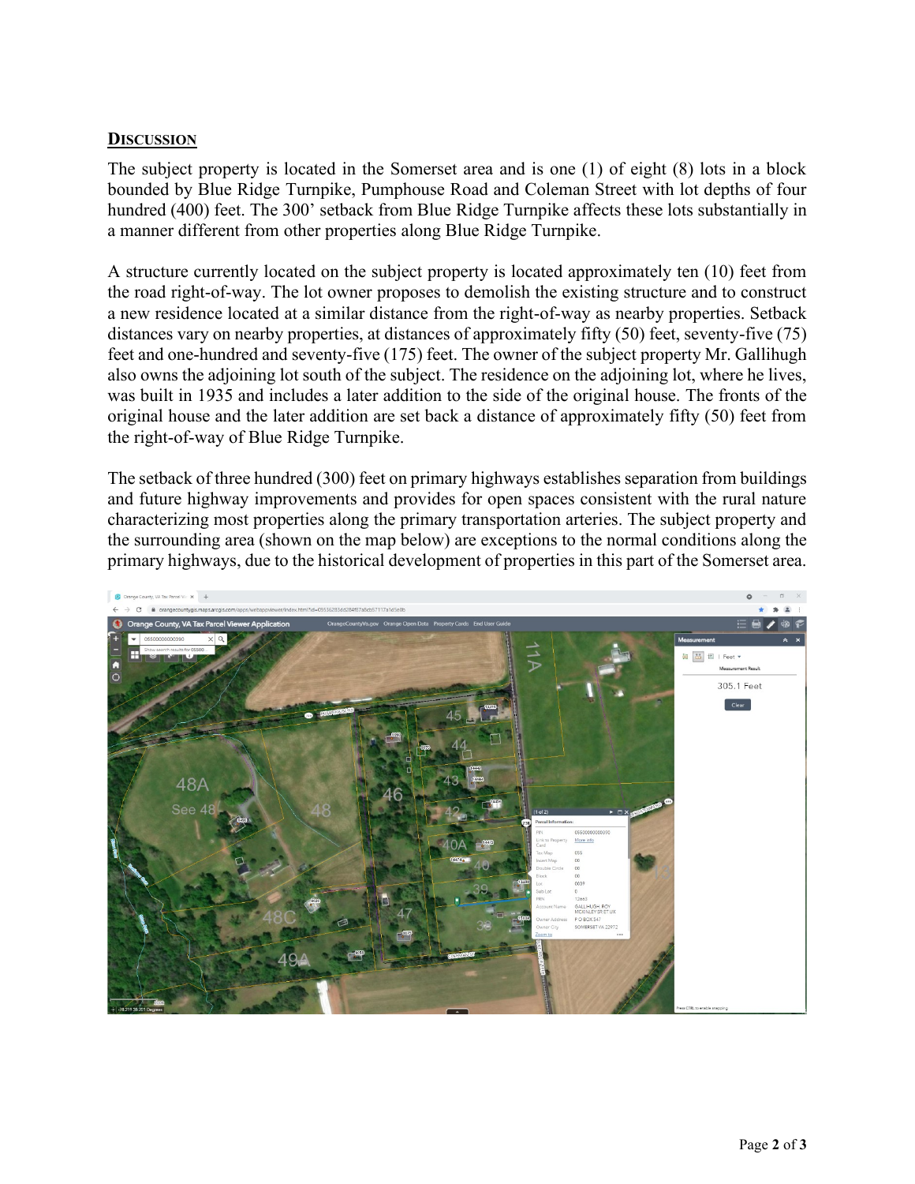**DISCUSSION**

The subject property is located in the Somerset area and is one (1) of eight (8) lots in a block bounded by Blue Ridge Turnpike, Pumphouse Road and Coleman Street with lot depths of four hundred (400) feet. The 300' setback from Blue Ridge Turnpike affects these lots substantially in a manner different from other properties along Blue Ridge Turnpike.

A structure currently located on the subject property is located approximately ten (10) feet from the road right-of-way. The lot owner proposes to demolish the existing structure and to construct a new residence located at a similar distance from the right-of-way as nearby properties. Setback distances vary on nearby properties, at distances of approximately fifty (50) feet, seventy-five (75) feet and one-hundred and seventy-five (175) feet. The owner of the subject property Mr. Gallihugh also owns the adjoining lot south of the subject. The residence on the adjoining lot, where he lives, was built in 1935 and includes a later addition to the side of the original house. The fronts of the original house and the later addition are set back a distance of approximately fifty (50) feet from the right-of-way of Blue Ridge Turnpike.

The setback of three hundred (300) feet on primary highways establishes separation from buildings and future highway improvements and provides for open spaces consistent with the rural nature characterizing most properties along the primary transportation arteries. The subject property and the surrounding area (shown on the map below) are exceptions to the normal conditions along the primary highways, due to the historical development of properties in this part of the Somerset area.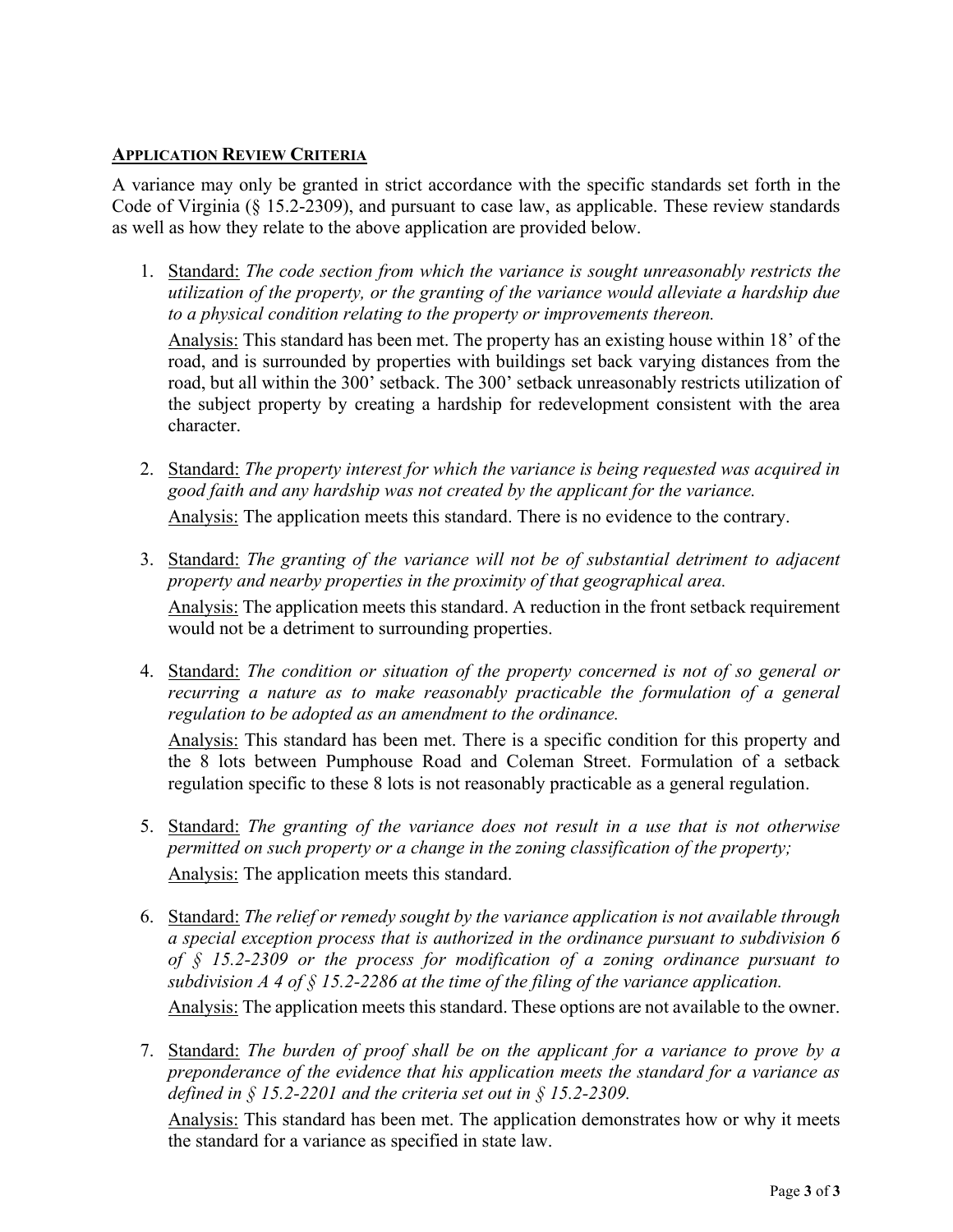## APPLICATION REVIEW CRITERIA

A variance may only be granted in strict accordance with the specific standards set forth in the Code of Virginia (§ 15.2-2309), and pursuant to case law, as applicable. These review standards as well as how they relate to the above application are provided below.

1. Standard: *The code section from which the variance is sought unreasonably restricts the utilization of the property, or the granting of the variance would alleviate a hardship due to a physical condition relating to the property or improvements thereon.*

   Analysis: This standard has been met. The property has an existing house within 18' of the road, and is surrounded by properties with buildings set back varying distances from the road, but all within the 300' setback. The 300' setback unreasonably restricts utilization of the subject property by creating a hardship for redevelopment consistent with the area character.

2. Standard: *The property interest for which the variance is being requested was acquired in good faith and any hardship was not created by the applicant for the variance.*

   Analysis: The application meets this standard. There is no evidence to the contrary.

3. Standard: *The granting of the variance will not be of substantial detriment to adjacent property and nearby properties in the proximity of that geographical area.*

   Analysis: The application meets this standard. A reduction in the front setback requirement would not be a detriment to surrounding properties.

4. Standard: *The condition or situation of the property concerned is not of so general or recurring a nature as to make reasonably practicable the formulation of a general regulation to be adopted as an amendment to the ordinance.*

   Analysis: This standard has been met. There is a specific condition for this property and the 8 lots between Pumphouse Road and Coleman Street. Formulation of a setback regulation specific to these 8 lots is not reasonably practicable as a general regulation.

5. Standard: *The granting of the variance does not result in a use that is not otherwise permitted on such property or a change in the zoning classification of the property;*

   Analysis: The application meets this standard.

6. Standard: *The relief or remedy sought by the variance application is not available through a special exception process that is authorized in the ordinance pursuant to subdivision 6 of § 15.2-2309 or the process for modification of a zoning ordinance pursuant to subdivision A 4 of § 15.2-2286 at the time of the filing of the variance application.*

   Analysis: The application meets this standard. These options are not available to the owner.

7. Standard: *The burden of proof shall be on the applicant for a variance to prove by a preponderance of the evidence that his application meets the standard for a variance as defined in § 15.2-2201 and the criteria set out in § 15.2-2309.*

   Analysis: This standard has been met. The application demonstrates how or why it meets the standard for a variance as specified in state law.